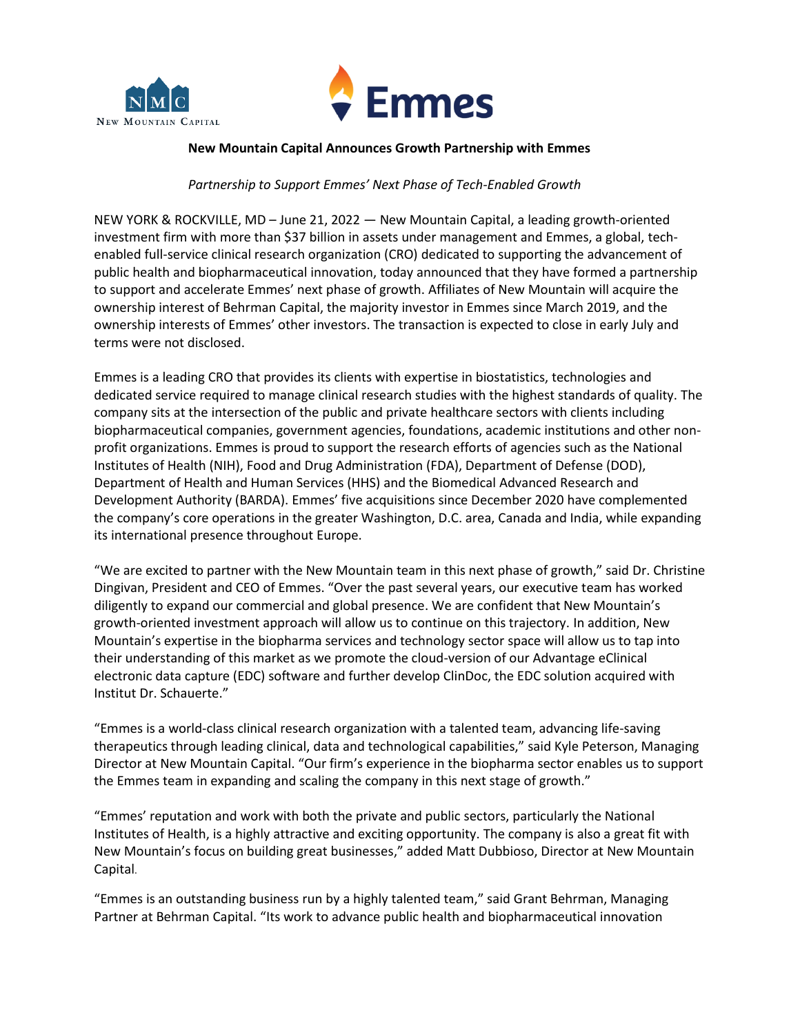**New Mountain Capital Announces Growth Partnership with Emmes**

*Partnership to Support Emmes' Next Phase of Tech-Enabled Growth*

NEW YORK & ROCKVILLE, MD – June 21, 2022 — New Mountain Capital, a leading growth-oriented investment firm with more than $37 billion in assets under management and Emmes, a global, tech-enabled full-service clinical research organization (CRO) dedicated to supporting the advancement of public health and biopharmaceutical innovation, today announced that they have formed a partnership to support and accelerate Emmes' next phase of growth. Affiliates of New Mountain will acquire the ownership interest of Behrman Capital, the majority investor in Emmes since March 2019, and the ownership interests of Emmes' other investors. The transaction is expected to close in early July and terms were not disclosed.

Emmes is a leading CRO that provides its clients with expertise in biostatistics, technologies and dedicated service required to manage clinical research studies with the highest standards of quality. The company sits at the intersection of the public and private healthcare sectors with clients including biopharmaceutical companies, government agencies, foundations, academic institutions and other non-profit organizations. Emmes is proud to support the research efforts of agencies such as the National Institutes of Health (NIH), Food and Drug Administration (FDA), Department of Defense (DOD), Department of Health and Human Services (HHS) and the Biomedical Advanced Research and Development Authority (BARDA). Emmes' five acquisitions since December 2020 have complemented the company's core operations in the greater Washington, D.C. area, Canada and India, while expanding its international presence throughout Europe.

"We are excited to partner with the New Mountain team in this next phase of growth," said Dr. Christine Dingivan, President and CEO of Emmes. "Over the past several years, our executive team has worked diligently to expand our commercial and global presence. We are confident that New Mountain's growth-oriented investment approach will allow us to continue on this trajectory. In addition, New Mountain's expertise in the biopharma services and technology sector space will allow us to tap into their understanding of this market as we promote the cloud-version of our Advantage eClinical electronic data capture (EDC) software and further develop ClinDoc, the EDC solution acquired with Institut Dr. Schauerte."

"Emmes is a world-class clinical research organization with a talented team, advancing life-saving therapeutics through leading clinical, data and technological capabilities," said Kyle Peterson, Managing Director at New Mountain Capital. "Our firm's experience in the biopharma sector enables us to support the Emmes team in expanding and scaling the company in this next stage of growth."

"Emmes' reputation and work with both the private and public sectors, particularly the National Institutes of Health, is a highly attractive and exciting opportunity. The company is also a great fit with New Mountain's focus on building great businesses," added Matt Dubbioso, Director at New Mountain Capital.

"Emmes is an outstanding business run by a highly talented team," said Grant Behrman, Managing Partner at Behrman Capital. "Its work to advance public health and biopharmaceutical innovation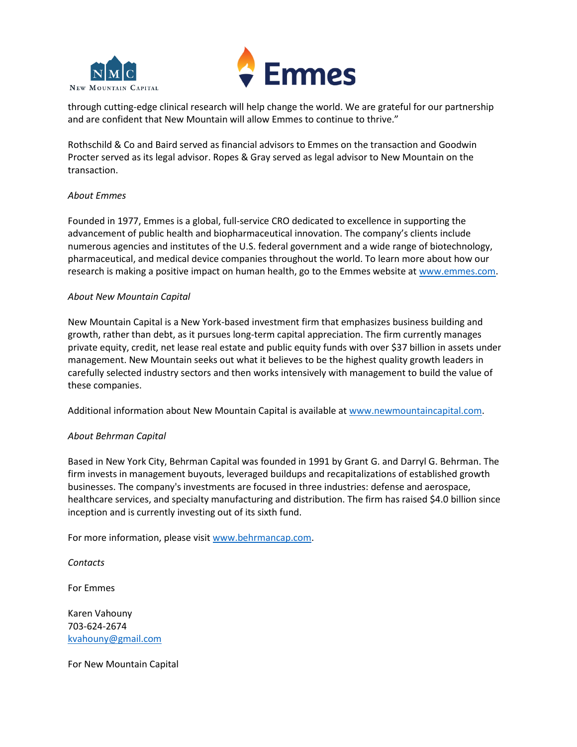through cutting-edge clinical research will help change the world. We are grateful for our partnership and are confident that New Mountain will allow Emmes to continue to thrive."

Rothschild & Co and Baird served as financial advisors to Emmes on the transaction and Goodwin Procter served as its legal advisor. Ropes & Gray served as legal advisor to New Mountain on the transaction.

*About Emmes*

Founded in 1977, Emmes is a global, full-service CRO dedicated to excellence in supporting the advancement of public health and biopharmaceutical innovation. The company's clients include numerous agencies and institutes of the U.S. federal government and a wide range of biotechnology, pharmaceutical, and medical device companies throughout the world. To learn more about how our research is making a positive impact on human health, go to the Emmes website at [www.emmes.com](http://www.emmes.com).

*About New Mountain Capital*

New Mountain Capital is a New York-based investment firm that emphasizes business building and growth, rather than debt, as it pursues long-term capital appreciation. The firm currently manages private equity, credit, net lease real estate and public equity funds with over $37 billion in assets under management. New Mountain seeks out what it believes to be the highest quality growth leaders in carefully selected industry sectors and then works intensively with management to build the value of these companies.

Additional information about New Mountain Capital is available at [www.newmountaincapital.com](http://www.newmountaincapital.com).

*About Behrman Capital*

Based in New York City, Behrman Capital was founded in 1991 by Grant G. and Darryl G. Behrman. The firm invests in management buyouts, leveraged buildups and recapitalizations of established growth businesses. The company's investments are focused in three industries: defense and aerospace, healthcare services, and specialty manufacturing and distribution. The firm has raised $4.0 billion since inception and is currently investing out of its sixth fund.

For more information, please visit [www.behrmancap.com](http://www.behrmancap.com).

*Contacts*

For Emmes

Karen Vahouny
703-624-2674
[kvahouny@gmail.com](mailto:kvahouny@gmail.com)

For New Mountain Capital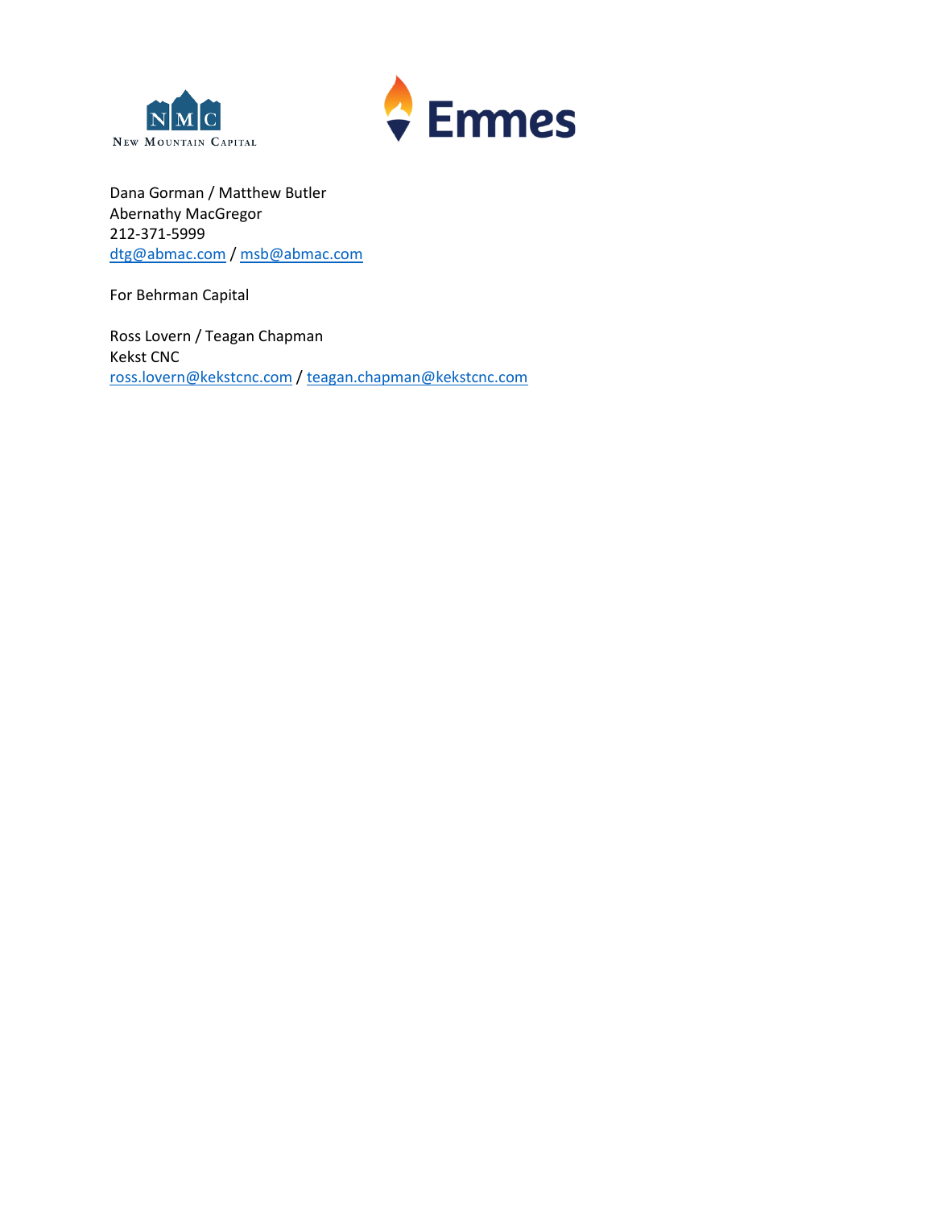Dana Gorman / Matthew Butler
Abernathy MacGregor
212-371-5999
dtg@abmac.com / msb@abmac.com

For Behrman Capital

Ross Lovern / Teagan Chapman
Kekst CNC
ross.lovern@kekstcnc.com / teagan.chapman@kekstcnc.com